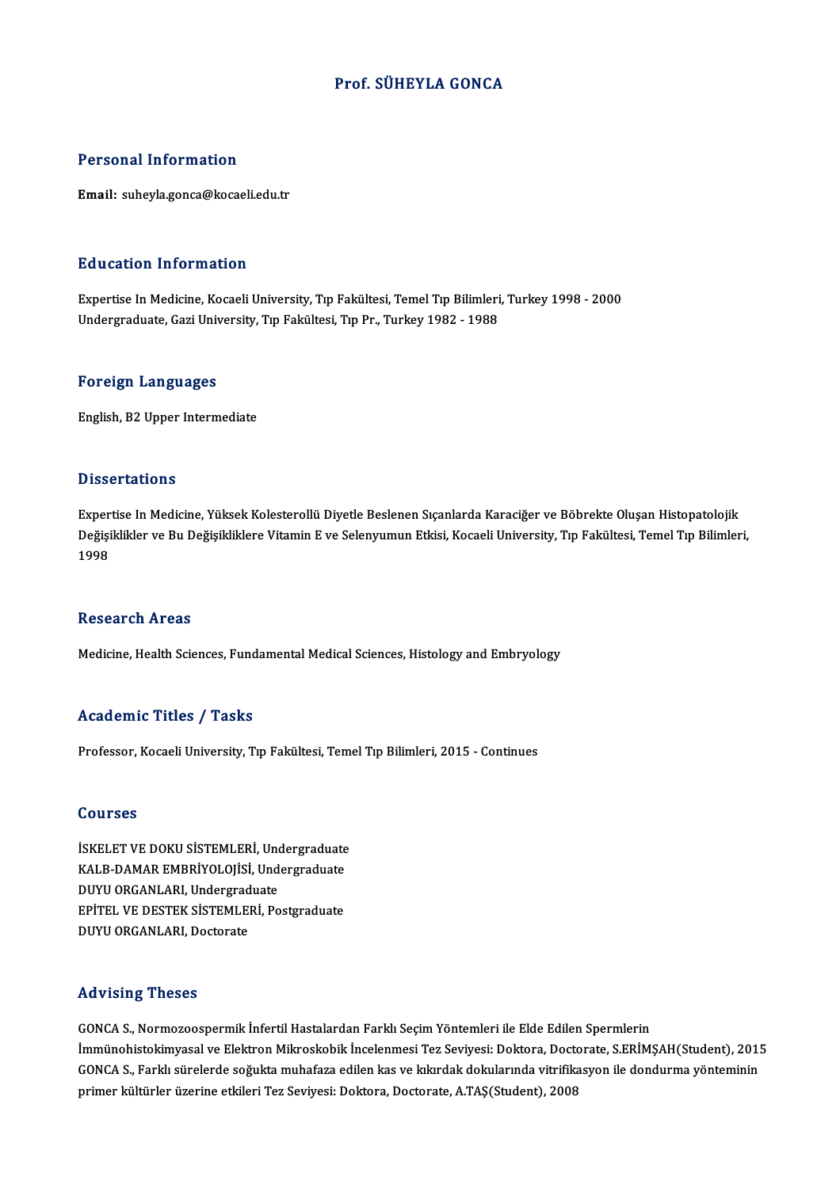# Prof. SÜHEYLA GONCA

## Personal Information

**Email:** suheyla.gonca@kocaeli.edu.tr

## Education Information

Expertise In Medicine, Kocaeli University, Tıp Fakültesi, Temel Tıp Bilimleri, Turkey 1998 - 2000
Undergraduate, Gazi University, Tıp Fakültesi, Tıp Pr., Turkey 1982 - 1988

## Foreign Languages

English, B2 Upper Intermediate

## Dissertations

Expertise In Medicine, Yüksek Kolesterollü Diyetle Beslenen Sıçanlarda Karaciğer ve Böbrekte Oluşan Histopatolojik Değişiklikler ve Bu Değişikliklere Vitamin E ve Selenyumun Etkisi, Kocaeli University, Tıp Fakültesi, Temel Tıp Bilimleri, 1998

## Research Areas

Medicine, Health Sciences, Fundamental Medical Sciences, Histology and Embryology

## Academic Titles / Tasks

Professor, Kocaeli University, Tıp Fakültesi, Temel Tıp Bilimleri, 2015 - Continues

## Courses

İSKELET VE DOKU SİSTEMLERİ, Undergraduate
KALB-DAMAR EMBRİYOLOJİSİ, Undergraduate
DUYU ORGANLARI, Undergraduate
EPİTEL VE DESTEK SİSTEMLERİ, Postgraduate
DUYU ORGANLARI, Doctorate

## Advising Theses

GONCA S., Normozoospermik İnfertil Hastalardan Farklı Seçim Yöntemleri ile Elde Edilen Spermlerin İmmünohistokimyasal ve Elektron Mikroskobik İncelenmesi Tez Seviyesi: Doktora, Doctorate, S.ERİMŞAH(Student), 2015
GONCA S., Farklı sürelerde soğukta muhafaza edilen kas ve kıkırdak dokularında vitrifikasyon ile dondurma yönteminin primer kültürler üzerine etkileri Tez Seviyesi: Doktora, Doctorate, A.TAŞ(Student), 2008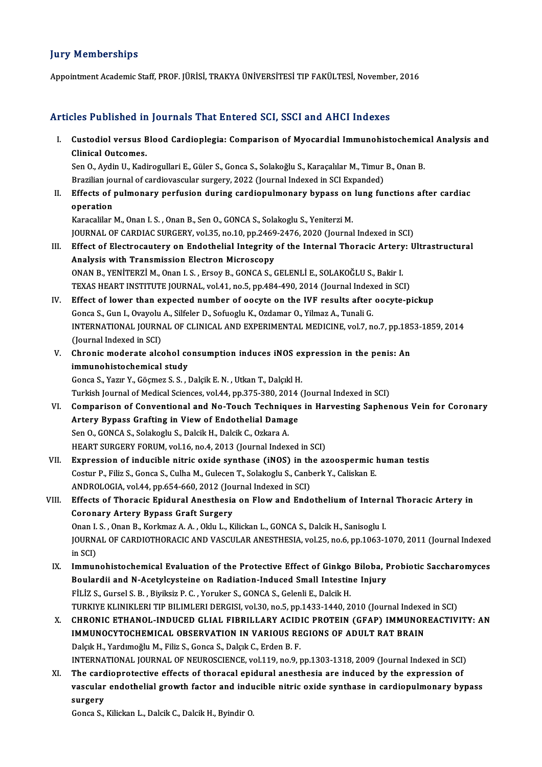## Jury Memberships

Appointment Academic Staff, PROF. JÜRİSİ, TRAKYA ÜNİVERSİTESİ TIP FAKÜLTESİ, November, 2016

## Articles Published in Journals That Entered SCI, SSCI and AHCI Indexes

I. **Custodiol versus Blood Cardioplegia: Comparison of Myocardial Immunohistochemical Analysis and Clinical Outcomes.**
Sen O., Aydin U., Kadirogullari E., Güler S., Gonca S., Solakoğlu S., Karaçalılar M., Timur B., Onan B.
Brazilian journal of cardiovascular surgery, 2022 (Journal Indexed in SCI Expanded)

II. **Effects of pulmonary perfusion during cardiopulmonary bypass on lung functions after cardiac operation**
Karacalilar M., Onan I. S. , Onan B., Sen O., GONCA S., Solakoglu S., Yeniterzi M.
JOURNAL OF CARDIAC SURGERY, vol.35, no.10, pp.2469-2476, 2020 (Journal Indexed in SCI)

III. **Effect of Electrocautery on Endothelial Integrity of the Internal Thoracic Artery: Ultrastructural Analysis with Transmission Electron Microscopy**
ONAN B., YENİTERZİ M., Onan I. S. , Ersoy B., GONCA S., GELENLİ E., SOLAKOĞLU S., Bakir I.
TEXAS HEART INSTITUTE JOURNAL, vol.41, no.5, pp.484-490, 2014 (Journal Indexed in SCI)

IV. **Effect of lower than expected number of oocyte on the IVF results after oocyte-pickup**
Gonca S., Gun I., Ovayolu A., Silfeler D., Sofuoglu K., Ozdamar O., Yilmaz A., Tunali G.
INTERNATIONAL JOURNAL OF CLINICAL AND EXPERIMENTAL MEDICINE, vol.7, no.7, pp.1853-1859, 2014 (Journal Indexed in SCI)

V. **Chronic moderate alcohol consumption induces iNOS expression in the penis: An immunohistochemical study**
Gonca S., Yazır Y., Göçmez S. S. , Dalçik E. N. , Utkan T., Dalçıkl H.
Turkish Journal of Medical Sciences, vol.44, pp.375-380, 2014 (Journal Indexed in SCI)

VI. **Comparison of Conventional and No-Touch Techniques in Harvesting Saphenous Vein for Coronary Artery Bypass Grafting in View of Endothelial Damage**
Sen O., GONCA S., Solakoglu S., Dalcik H., Dalcik C., Ozkara A.
HEART SURGERY FORUM, vol.16, no.4, 2013 (Journal Indexed in SCI)

VII. **Expression of inducible nitric oxide synthase (iNOS) in the azoospermic human testis**
Costur P., Filiz S., Gonca S., Culha M., Gulecen T., Solakoglu S., Canberk Y., Caliskan E.
ANDROLOGIA, vol.44, pp.654-660, 2012 (Journal Indexed in SCI)

VIII. **Effects of Thoracic Epidural Anesthesia on Flow and Endothelium of Internal Thoracic Artery in Coronary Artery Bypass Graft Surgery**
Onan I. S. , Onan B., Korkmaz A. A. , Oklu L., Kilickan L., GONCA S., Dalcik H., Sanisoglu I.
JOURNAL OF CARDIOTHORACIC AND VASCULAR ANESTHESIA, vol.25, no.6, pp.1063-1070, 2011 (Journal Indexed in SCI)

IX. **Immunohistochemical Evaluation of the Protective Effect of Ginkgo Biloba, Probiotic Saccharomyces Boulardii and N-Acetylcysteine on Radiation-Induced Small Intestine Injury**
FİLİZ S., Gursel S. B. , Biyiksiz P. C. , Yoruker S., GONCA S., Gelenli E., Dalcik H.
TURKIYE KLINIKLERI TIP BILIMLERI DERGISI, vol.30, no.5, pp.1433-1440, 2010 (Journal Indexed in SCI)

X. **CHRONIC ETHANOL-INDUCED GLIAL FIBRILLARY ACIDIC PROTEIN (GFAP) IMMUNOREACTIVITY: AN IMMUNOCYTOCHEMICAL OBSERVATION IN VARIOUS REGIONS OF ADULT RAT BRAIN**
Dalçık H., Yardımoğlu M., Filiz S., Gonca S., Dalçık C., Erden B. F.
INTERNATIONAL JOURNAL OF NEUROSCIENCE, vol.119, no.9, pp.1303-1318, 2009 (Journal Indexed in SCI)

XI. **The cardioprotective effects of thoracal epidural anesthesia are induced by the expression of vascular endothelial growth factor and inducible nitric oxide synthase in cardiopulmonary bypass surgery**
Gonca S., Kilickan L., Dalcik C., Dalcik H., Byindir O.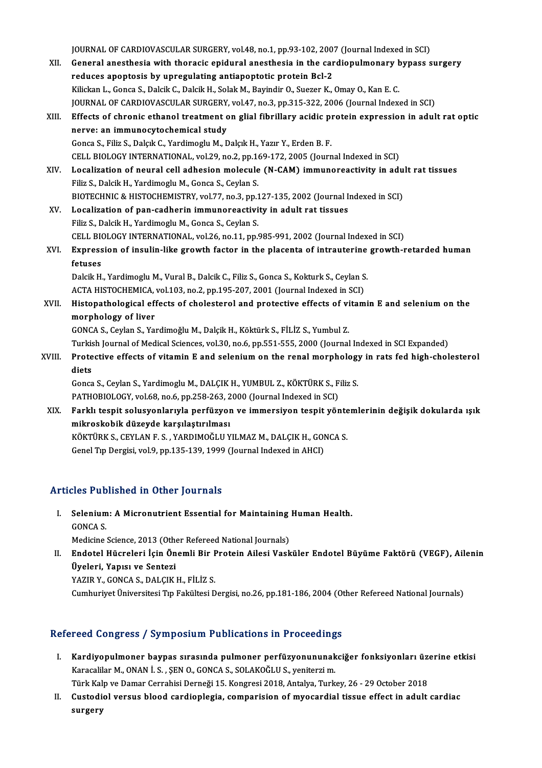JOURNAL OF CARDIOVASCULAR SURGERY, vol.48, no.1, pp.93-102, 2007 (Journal Indexed in SCI)

XII. **General anesthesia with thoracic epidural anesthesia in the cardiopulmonary bypass surgery reduces apoptosis by upregulating antiapoptotic protein Bcl-2**
Kilickan L., Gonca S., Dalcik C., Dalcik H., Solak M., Bayindir O., Suezer K., Omay O., Kan E. C.
JOURNAL OF CARDIOVASCULAR SURGERY, vol.47, no.3, pp.315-322, 2006 (Journal Indexed in SCI)

XIII. **Effects of chronic ethanol treatment on glial fibrillary acidic protein expression in adult rat optic nerve: an immunocytochemical study**
Gonca S., Filiz S., Dalçık C., Yardimoglu M., Dalçık H., Yazır Y., Erden B. F.
CELL BIOLOGY INTERNATIONAL, vol.29, no.2, pp.169-172, 2005 (Journal Indexed in SCI)

XIV. **Localization of neural cell adhesion molecule (N-CAM) immunoreactivity in adult rat tissues**
Filiz S., Dalcik H., Yardimoglu M., Gonca S., Ceylan S.
BIOTECHNIC & HISTOCHEMISTRY, vol.77, no.3, pp.127-135, 2002 (Journal Indexed in SCI)

XV. **Localization of pan-cadherin immunoreactivity in adult rat tissues**
Filiz S., Dalcik H., Yardimoglu M., Gonca S., Ceylan S.
CELL BIOLOGY INTERNATIONAL, vol.26, no.11, pp.985-991, 2002 (Journal Indexed in SCI)

XVI. **Expression of insulin-like growth factor in the placenta of intrauterine growth-retarded human fetuses**
Dalcik H., Yardimoglu M., Vural B., Dalcik C., Filiz S., Gonca S., Kokturk S., Ceylan S.
ACTA HISTOCHEMICA, vol.103, no.2, pp.195-207, 2001 (Journal Indexed in SCI)

XVII. **Histopathological effects of cholesterol and protective effects of vitamin E and selenium on the morphology of liver**
GONCA S., Ceylan S., Yardimoğlu M., Dalçık H., Köktürk S., FİLİZ S., Yumbul Z.
Turkish Journal of Medical Sciences, vol.30, no.6, pp.551-555, 2000 (Journal Indexed in SCI Expanded)

XVIII. **Protective effects of vitamin E and selenium on the renal morphology in rats fed high-cholesterol diets**
Gonca S., Ceylan S., Yardimoglu M., DALÇIK H., YUMBUL Z., KÖKTÜRK S., Filiz S.
PATHOBIOLOGY, vol.68, no.6, pp.258-263, 2000 (Journal Indexed in SCI)

XIX. **Farklı tespit solusyonlarıyla perfüzyon ve immersiyon tespit yöntemlerinin değişik dokularda ışık mikroskobik düzeyde karşılaştırılması**
KÖKTÜRK S., CEYLAN F. S. , YARDIMOĞLU YILMAZ M., DALÇIK H., GONCA S.
Genel Tıp Dergisi, vol.9, pp.135-139, 1999 (Journal Indexed in AHCI)

## Articles Published in Other Journals

I. **Selenium: A Micronutrient Essential for Maintaining Human Health.**
GONCA S.
Medicine Science, 2013 (Other Refereed National Journals)

II. **Endotel Hücreleri İçin Önemli Bir Protein Ailesi Vasküler Endotel Büyüme Faktörü (VEGF), Ailenin Üyeleri, Yapısı ve Sentezi**
YAZIR Y., GONCA S., DALÇIK H., FİLİZ S.
Cumhuriyet Üniversitesi Tıp Fakültesi Dergisi, no.26, pp.181-186, 2004 (Other Refereed National Journals)

## Refereed Congress / Symposium Publications in Proceedings

I. **Kardiyopulmoner baypas sırasında pulmoner perfüzyonununakciğer fonksiyonları üzerine etkisi**
Karacalilar M., ONAN İ. S. , ŞEN O., GONCA S., SOLAKOĞLU S., yeniterzi m.
Türk Kalp ve Damar Cerrahisi Derneği 15. Kongresi 2018, Antalya, Turkey, 26 - 29 October 2018

II. **Custodiol versus blood cardioplegia, comparision of myocardial tissue effect in adult cardiac surgery**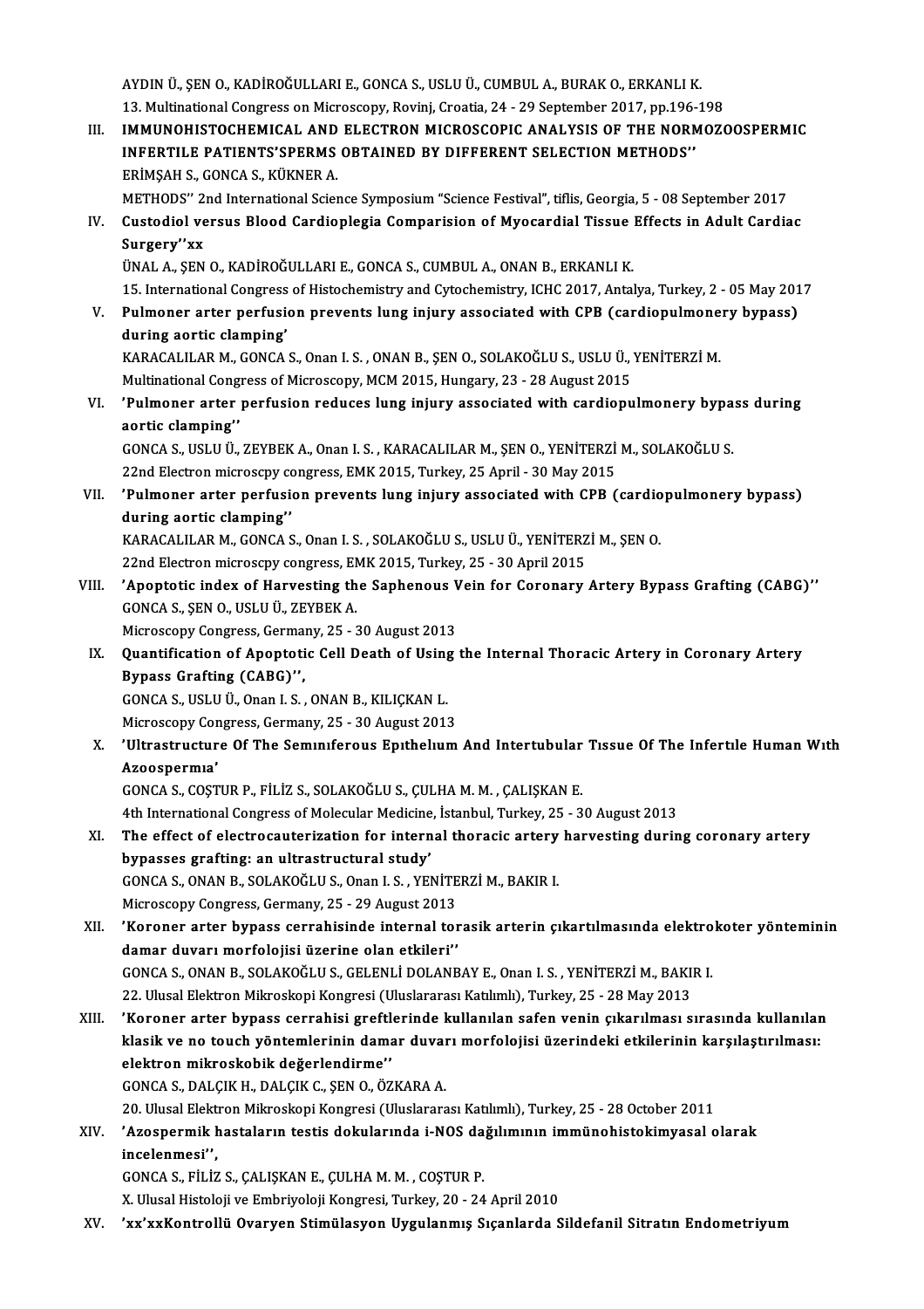AYDIN Ü., ŞEN O., KADİROĞULLARI E., GONCA S., USLU Ü., CUMBUL A., BURAK O., ERKANLI K.
13. Multinational Congress on Microscopy, Rovinj, Croatia, 24 - 29 September 2017, pp.196-198

III. **IMMUNOHISTOCHEMICAL AND ELECTRON MICROSCOPIC ANALYSIS OF THE NORMOZOOSPERMIC INFERTILE PATIENTS'SPERMS OBTAINED BY DIFFERENT SELECTION METHODS''**
ERİMŞAH S., GONCA S., KÜKNER A.
METHODS'' 2nd International Science Symposium "Science Festival", tiflis, Georgia, 5 - 08 September 2017

IV. **Custodiol versus Blood Cardioplegia Comparision of Myocardial Tissue Effects in Adult Cardiac Surgery''xx**
ÜNAL A., ŞEN O., KADİROĞULLARI E., GONCA S., CUMBUL A., ONAN B., ERKANLI K.
15. International Congress of Histochemistry and Cytochemistry, ICHC 2017, Antalya, Turkey, 2 - 05 May 2017

V. **Pulmoner arter perfusion prevents lung injury associated with CPB (cardiopulmonery bypass) during aortic clamping'**
KARACALILAR M., GONCA S., Onan I. S. , ONAN B., ŞEN O., SOLAKOĞLU S., USLU Ü., YENİTERZİ M.
Multinational Congress of Microscopy, MCM 2015, Hungary, 23 - 28 August 2015

VI. **'Pulmoner arter perfusion reduces lung injury associated with cardiopulmonery bypass during aortic clamping''**
GONCA S., USLU Ü., ZEYBEK A., Onan I. S. , KARACALILAR M., ŞEN O., YENİTERZİ M., SOLAKOĞLU S.
22nd Electron microscpy congress, EMK 2015, Turkey, 25 April - 30 May 2015

VII. **'Pulmoner arter perfusion prevents lung injury associated with CPB (cardiopulmonery bypass) during aortic clamping''**
KARACALILAR M., GONCA S., Onan I. S. , SOLAKOĞLU S., USLU Ü., YENİTERZİ M., ŞEN O.
22nd Electron microscpy congress, EMK 2015, Turkey, 25 - 30 April 2015

VIII. **'Apoptotic index of Harvesting the Saphenous Vein for Coronary Artery Bypass Grafting (CABG)''**
GONCA S., ŞEN O., USLU Ü., ZEYBEK A.
Microscopy Congress, Germany, 25 - 30 August 2013

IX. **Quantification of Apoptotic Cell Death of Using the Internal Thoracic Artery in Coronary Artery Bypass Grafting (CABG)'',**
GONCA S., USLU Ü., Onan I. S. , ONAN B., KILIÇKAN L.
Microscopy Congress, Germany, 25 - 30 August 2013

X. **'Ultrastructure Of The Semınıferous Epıthelıum And Intertubular Tıssue Of The Infertıle Human Wıth Azoospermıa'**
GONCA S., COŞTUR P., FİLİZ S., SOLAKOĞLU S., ÇULHA M. M. , ÇALIŞKAN E.
4th International Congress of Molecular Medicine, İstanbul, Turkey, 25 - 30 August 2013

XI. **The effect of electrocauterization for internal thoracic artery harvesting during coronary artery bypasses grafting: an ultrastructural study'**
GONCA S., ONAN B., SOLAKOĞLU S., Onan I. S. , YENİTERZİ M., BAKIR I.
Microscopy Congress, Germany, 25 - 29 August 2013

XII. **'Koroner arter bypass cerrahisinde internal torasik arterin çıkartılmasında elektrokoter yönteminin damar duvarı morfolojisi üzerine olan etkileri''**
GONCA S., ONAN B., SOLAKOĞLU S., GELENLİ DOLANBAY E., Onan I. S. , YENİTERZİ M., BAKIR I.
22. Ulusal Elektron Mikroskopi Kongresi (Uluslararası Katılımlı), Turkey, 25 - 28 May 2013

XIII. **'Koroner arter bypass cerrahisi greftlerinde kullanılan safen venin çıkarılması sırasında kullanılan klasik ve no touch yöntemlerinin damar duvarı morfolojisi üzerindeki etkilerinin karşılaştırılması: elektron mikroskobik değerlendirme''**
GONCA S., DALÇIK H., DALÇIK C., ŞEN O., ÖZKARA A.
20. Ulusal Elektron Mikroskopi Kongresi (Uluslararası Katılımlı), Turkey, 25 - 28 October 2011

XIV. **'Azospermik hastaların testis dokularında i-NOS dağılımının immünohistokimyasal olarak incelenmesi'',**
GONCA S., FİLİZ S., ÇALIŞKAN E., ÇULHA M. M. , COŞTUR P.
X. Ulusal Histoloji ve Embriyoloji Kongresi, Turkey, 20 - 24 April 2010

XV. **'xx'xxKontrollü Ovaryen Stimülasyon Uygulanmış Sıçanlarda Sildefanil Sitratın Endometriyum**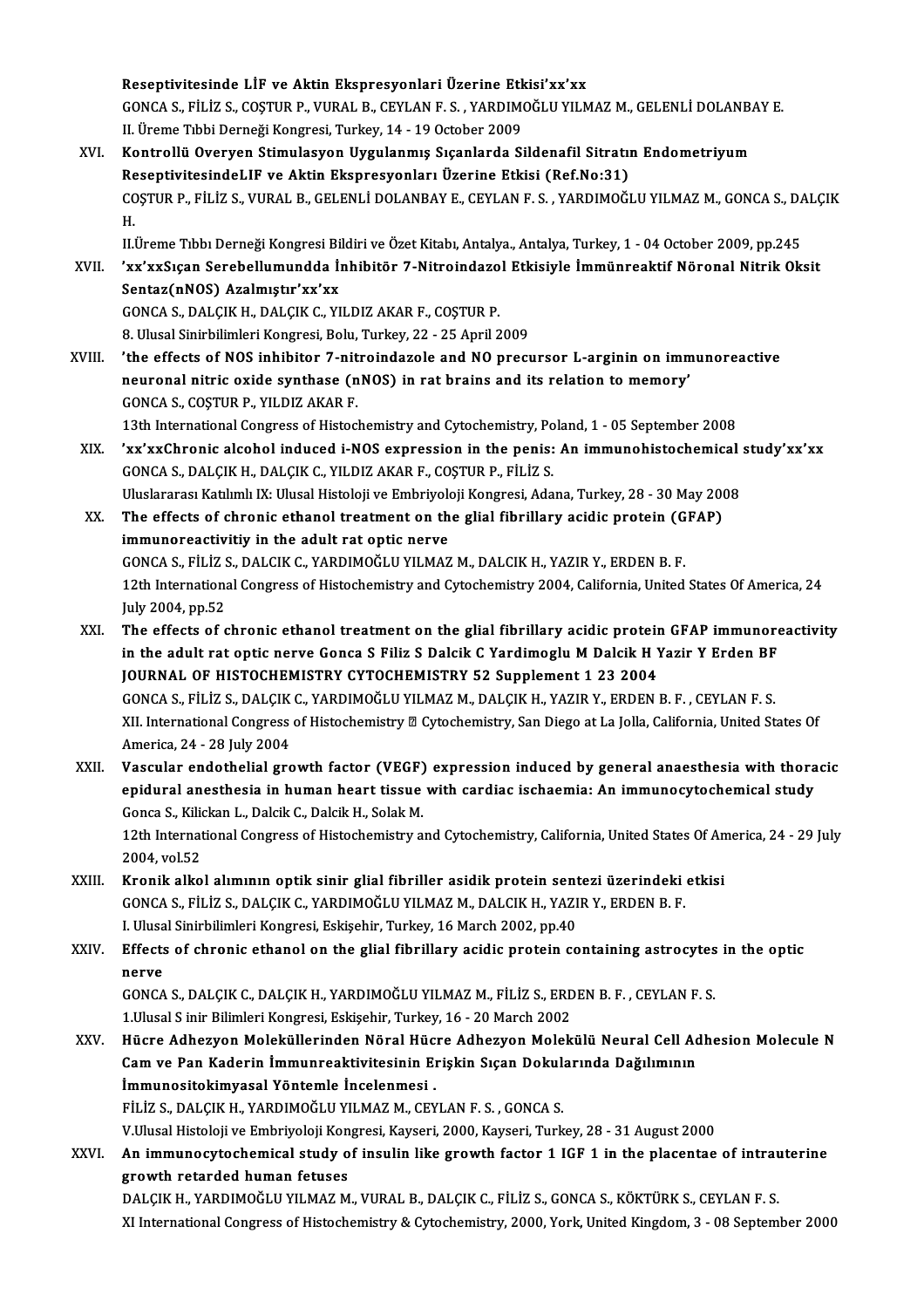**Reseptivitesinde LİF ve Aktin Ekspresyonlari Üzerine Etkisi'xx'xx**
GONCA S., FİLİZ S., COŞTUR P., VURAL B., CEYLAN F. S. , YARDIMOĞLU YILMAZ M., GELENLİ DOLANBAY E.
II. Üreme Tıbbi Derneği Kongresi, Turkey, 14 - 19 October 2009

XVI. **Kontrollü Overyen Stimulasyon Uygulanmış Sıçanlarda Sildenafil Sitratın Endometriyum ReseptivitesindeLIF ve Aktin Ekspresyonları Üzerine Etkisi (Ref.No:31)**
COŞTUR P., FİLİZ S., VURAL B., GELENLİ DOLANBAY E., CEYLAN F. S. , YARDIMOĞLU YILMAZ M., GONCA S., DALÇIK H.
II.Üreme Tıbbı Derneği Kongresi Bildiri ve Özet Kitabı, Antalya., Antalya, Turkey, 1 - 04 October 2009, pp.245

XVII. **'xx'xxSıçan Serebellumundda İnhibitör 7-Nitroindazol Etkisiyle İmmünreaktif Nöronal Nitrik Oksit Sentaz(nNOS) Azalmıştır'xx'xx**
GONCA S., DALÇIK H., DALÇIK C., YILDIZ AKAR F., COŞTUR P.
8. Ulusal Sinirbilimleri Kongresi, Bolu, Turkey, 22 - 25 April 2009

XVIII. **'the effects of NOS inhibitor 7-nitroindazole and NO precursor L-arginin on immunoreactive neuronal nitric oxide synthase (nNOS) in rat brains and its relation to memory'**
GONCA S., COŞTUR P., YILDIZ AKAR F.
13th International Congress of Histochemistry and Cytochemistry, Poland, 1 - 05 September 2008

XIX. **'xx'xxChronic alcohol induced i-NOS expression in the penis: An immunohistochemical study'xx'xx**
GONCA S., DALÇIK H., DALÇIK C., YILDIZ AKAR F., COŞTUR P., FİLİZ S.
Uluslararası Katılımlı IX: Ulusal Histoloji ve Embriyoloji Kongresi, Adana, Turkey, 28 - 30 May 2008

XX. **The effects of chronic ethanol treatment on the glial fibrillary acidic protein (GFAP) immunoreactivitiy in the adult rat optic nerve**
GONCA S., FİLİZ S., DALCIK C., YARDIMOĞLU YILMAZ M., DALCIK H., YAZIR Y., ERDEN B. F.
12th International Congress of Histochemistry and Cytochemistry 2004, California, United States Of America, 24 July 2004, pp.52

XXI. **The effects of chronic ethanol treatment on the glial fibrillary acidic protein GFAP immunoreactivity in the adult rat optic nerve Gonca S Filiz S Dalcik C Yardimoglu M Dalcik H Yazir Y Erden BF JOURNAL OF HISTOCHEMISTRY CYTOCHEMISTRY 52 Supplement 1 23 2004**
GONCA S., FİLİZ S., DALÇIK C., YARDIMOĞLU YILMAZ M., DALÇIK H., YAZIR Y., ERDEN B. F. , CEYLAN F. S.
XII. International Congress of Histochemistry ▯ Cytochemistry, San Diego at La Jolla, California, United States Of America, 24 - 28 July 2004

XXII. **Vascular endothelial growth factor (VEGF) expression induced by general anaesthesia with thoracic epidural anesthesia in human heart tissue with cardiac ischaemia: An immunocytochemical study**
Gonca S., Kilickan L., Dalcik C., Dalcik H., Solak M.
12th International Congress of Histochemistry and Cytochemistry, California, United States Of America, 24 - 29 July 2004, vol.52

XXIII. **Kronik alkol alımının optik sinir glial fibriller asidik protein sentezi üzerindeki etkisi**
GONCA S., FİLİZ S., DALÇIK C., YARDIMOĞLU YILMAZ M., DALCIK H., YAZIR Y., ERDEN B. F.
I. Ulusal Sinirbilimleri Kongresi, Eskişehir, Turkey, 16 March 2002, pp.40

XXIV. **Effects of chronic ethanol on the glial fibrillary acidic protein containing astrocytes in the optic nerve**
GONCA S., DALÇIK C., DALÇIK H., YARDIMOĞLU YILMAZ M., FİLİZ S., ERDEN B. F. , CEYLAN F. S.
1.Ulusal S inir Bilimleri Kongresi, Eskişehir, Turkey, 16 - 20 March 2002

XXV. **Hücre Adhezyon Moleküllerinden Nöral Hücre Adhezyon Molekülü Neural Cell Adhesion Molecule N Cam ve Pan Kaderin İmmunreaktivitesinin Erişkin Sıçan Dokularında Dağılımının İmmunositokimyasal Yöntemle İncelenmesi .**
FİLİZ S., DALÇIK H., YARDIMOĞLU YILMAZ M., CEYLAN F. S. , GONCA S.
V.Ulusal Histoloji ve Embriyoloji Kongresi, Kayseri, 2000, Kayseri, Turkey, 28 - 31 August 2000

XXVI. **An immunocytochemical study of insulin like growth factor 1 IGF 1 in the placentae of intrauterine growth retarded human fetuses**
DALÇIK H., YARDIMOĞLU YILMAZ M., VURAL B., DALÇIK C., FİLİZ S., GONCA S., KÖKTÜRK S., CEYLAN F. S.
XI International Congress of Histochemistry & Cytochemistry, 2000, York, United Kingdom, 3 - 08 September 2000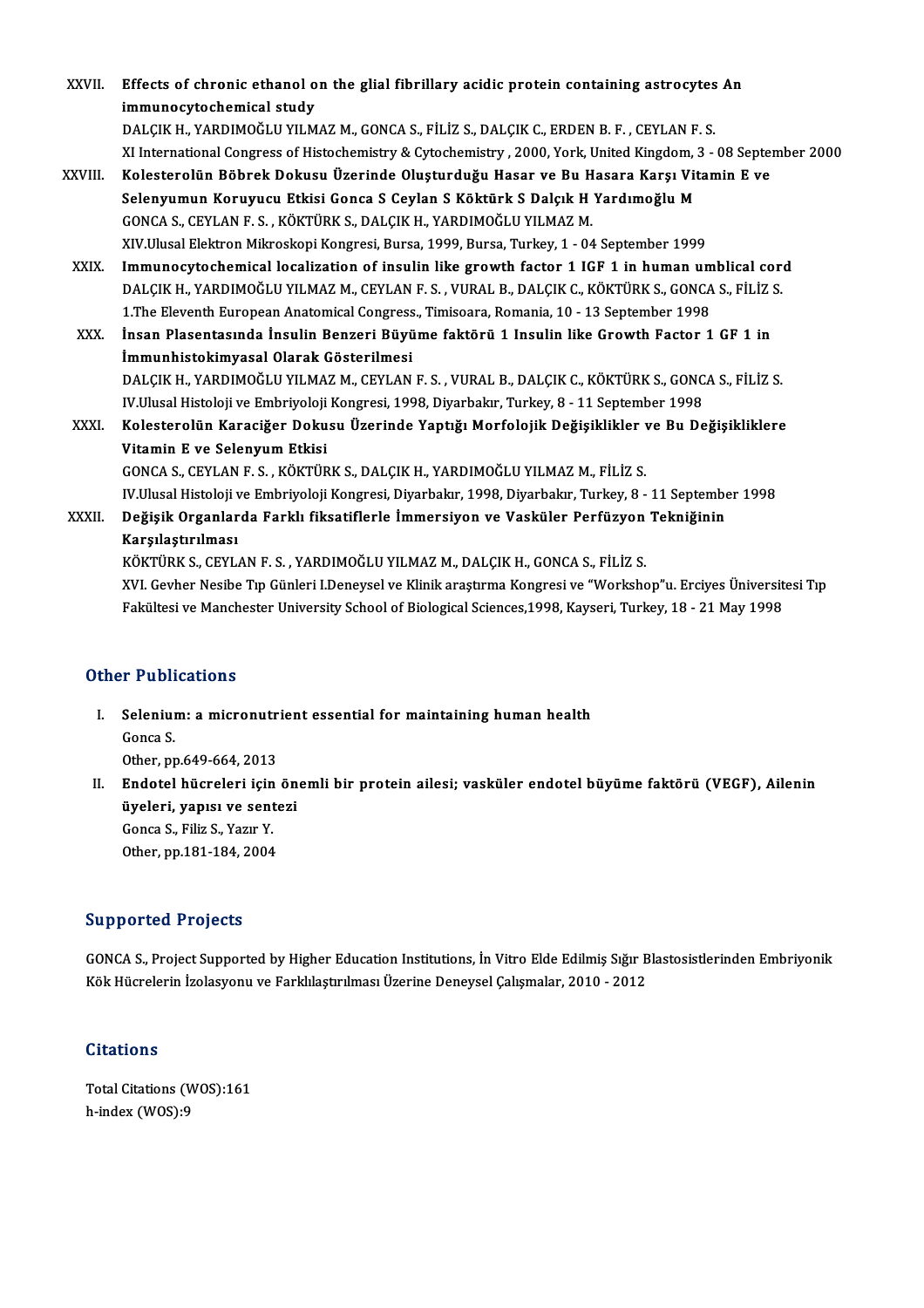XXVII. **Effects of chronic ethanol on the glial fibrillary acidic protein containing astrocytes An immunocytochemical study**
DALÇIK H., YARDIMOĞLU YILMAZ M., GONCA S., FİLİZ S., DALÇIK C., ERDEN B. F. , CEYLAN F. S.
XI International Congress of Histochemistry & Cytochemistry , 2000, York, United Kingdom, 3 - 08 September 2000

XXVIII. **Kolesterolün Böbrek Dokusu Üzerinde Oluşturduğu Hasar ve Bu Hasara Karşı Vitamin E ve Selenyumun Koruyucu Etkisi Gonca S Ceylan S Köktürk S Dalçık H Yardımoğlu M**
GONCA S., CEYLAN F. S. , KÖKTÜRK S., DALÇIK H., YARDIMOĞLU YILMAZ M.
XIV.Ulusal Elektron Mikroskopi Kongresi, Bursa, 1999, Bursa, Turkey, 1 - 04 September 1999

XXIX. **Immunocytochemical localization of insulin like growth factor 1 IGF 1 in human umblical cord**
DALÇIK H., YARDIMOĞLU YILMAZ M., CEYLAN F. S. , VURAL B., DALÇIK C., KÖKTÜRK S., GONCA S., FİLİZ S.
1.The Eleventh European Anatomical Congress., Timisoara, Romania, 10 - 13 September 1998

XXX. **İnsan Plasentasında İnsulin Benzeri Büyüme faktörü 1 Insulin like Growth Factor 1 GF 1 in İmmunhistokimyasal Olarak Gösterilmesi**
DALÇIK H., YARDIMOĞLU YILMAZ M., CEYLAN F. S. , VURAL B., DALÇIK C., KÖKTÜRK S., GONCA S., FİLİZ S.
IV.Ulusal Histoloji ve Embriyoloji Kongresi, 1998, Diyarbakır, Turkey, 8 - 11 September 1998

XXXI. **Kolesterolün Karaciğer Dokusu Üzerinde Yaptığı Morfolojik Değişiklikler ve Bu Değişikliklere Vitamin E ve Selenyum Etkisi**
GONCA S., CEYLAN F. S. , KÖKTÜRK S., DALÇIK H., YARDIMOĞLU YILMAZ M., FİLİZ S.
IV.Ulusal Histoloji ve Embriyoloji Kongresi, Diyarbakır, 1998, Diyarbakır, Turkey, 8 - 11 September 1998

XXXII. **Değişik Organlarda Farklı fiksatiflerle İmmersiyon ve Vasküler Perfüzyon Tekniğinin Karşılaştırılması**
KÖKTÜRK S., CEYLAN F. S. , YARDIMOĞLU YILMAZ M., DALÇIK H., GONCA S., FİLİZ S.
XVI. Gevher Nesibe Tıp Günleri I.Deneysel ve Klinik araştırma Kongresi ve "Workshop"u. Erciyes Üniversitesi Tıp Fakültesi ve Manchester University School of Biological Sciences,1998, Kayseri, Turkey, 18 - 21 May 1998

## Other Publications

I. **Selenium: a micronutrient essential for maintaining human health**
Gonca S.
Other, pp.649-664, 2013

II. **Endotel hücreleri için önemli bir protein ailesi; vasküler endotel büyüme faktörü (VEGF), Ailenin üyeleri, yapısı ve sentezi**
Gonca S., Filiz S., Yazır Y.
Other, pp.181-184, 2004

## Supported Projects

GONCA S., Project Supported by Higher Education Institutions, İn Vitro Elde Edilmiş Sığır Blastosistlerinden Embriyonik Kök Hücrelerin İzolasyonu ve Farklılaştırılması Üzerine Deneysel Çalışmalar, 2010 - 2012

## Citations

Total Citations (WOS):161
h-index (WOS):9